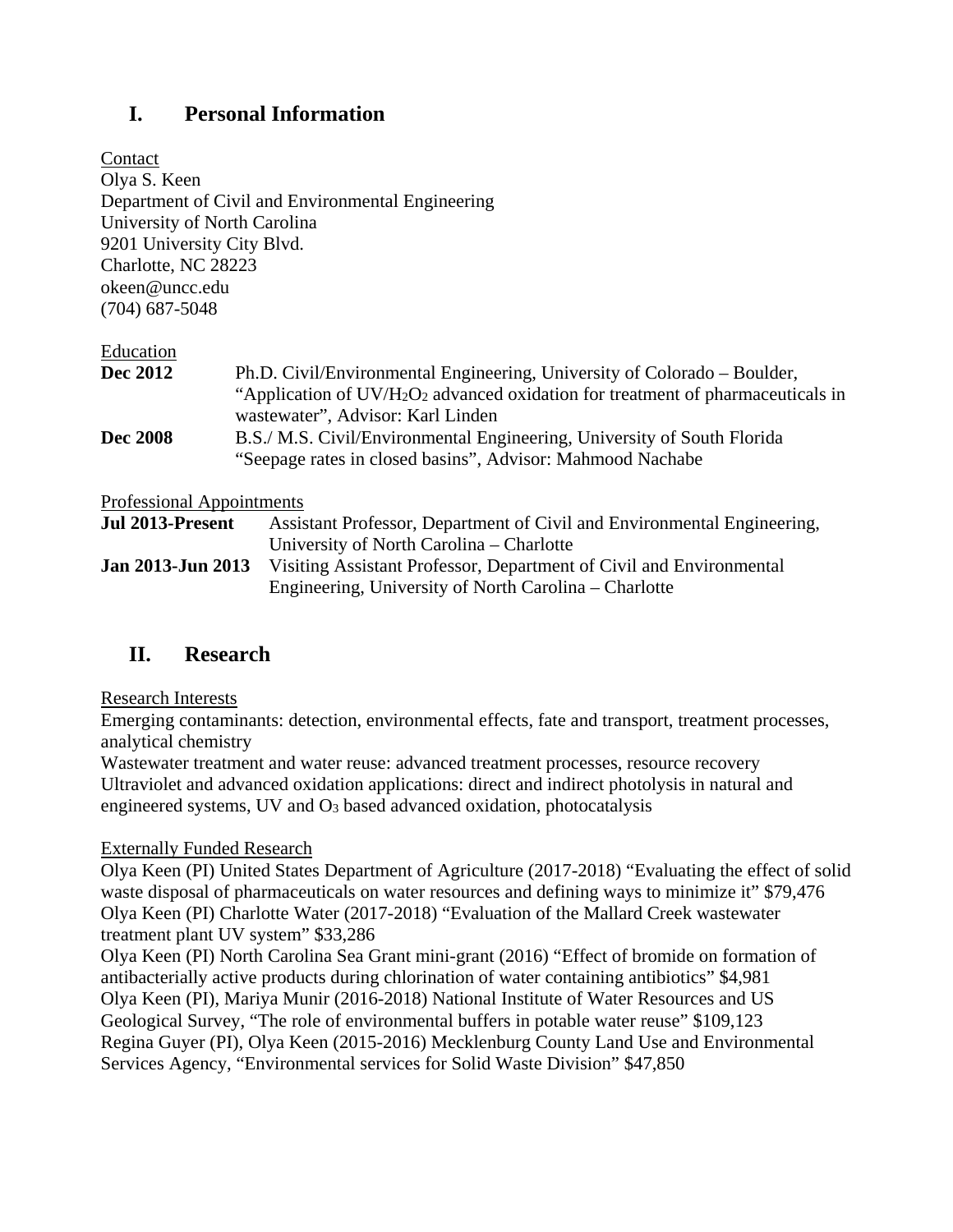## I. Personal Information

Contact
Olya S. Keen
Department of Civil and Environmental Engineering
University of North Carolina
9201 University City Blvd.
Charlotte, NC 28223
okeen@uncc.edu
(704) 687-5048

Education

**Dec 2012** Ph.D. Civil/Environmental Engineering, University of Colorado – Boulder, "Application of $UV/H_2O_2$ advanced oxidation for treatment of pharmaceuticals in wastewater", Advisor: Karl Linden

**Dec 2008** B.S./ M.S. Civil/Environmental Engineering, University of South Florida "Seepage rates in closed basins", Advisor: Mahmood Nachabe

Professional Appointments

**Jul 2013-Present** Assistant Professor, Department of Civil and Environmental Engineering, University of North Carolina – Charlotte

**Jan 2013-Jun 2013** Visiting Assistant Professor, Department of Civil and Environmental Engineering, University of North Carolina – Charlotte

## II. Research

Research Interests

Emerging contaminants: detection, environmental effects, fate and transport, treatment processes, analytical chemistry
Wastewater treatment and water reuse: advanced treatment processes, resource recovery
Ultraviolet and advanced oxidation applications: direct and indirect photolysis in natural and engineered systems, UV and $O_3$ based advanced oxidation, photocatalysis

Externally Funded Research

Olya Keen (PI) United States Department of Agriculture (2017-2018) "Evaluating the effect of solid waste disposal of pharmaceuticals on water resources and defining ways to minimize it" $79,476
Olya Keen (PI) Charlotte Water (2017-2018) "Evaluation of the Mallard Creek wastewater treatment plant UV system" $33,286
Olya Keen (PI) North Carolina Sea Grant mini-grant (2016) "Effect of bromide on formation of antibacterially active products during chlorination of water containing antibiotics" $4,981
Olya Keen (PI), Mariya Munir (2016-2018) National Institute of Water Resources and US Geological Survey, "The role of environmental buffers in potable water reuse" $109,123
Regina Guyer (PI), Olya Keen (2015-2016) Mecklenburg County Land Use and Environmental Services Agency, "Environmental services for Solid Waste Division" $47,850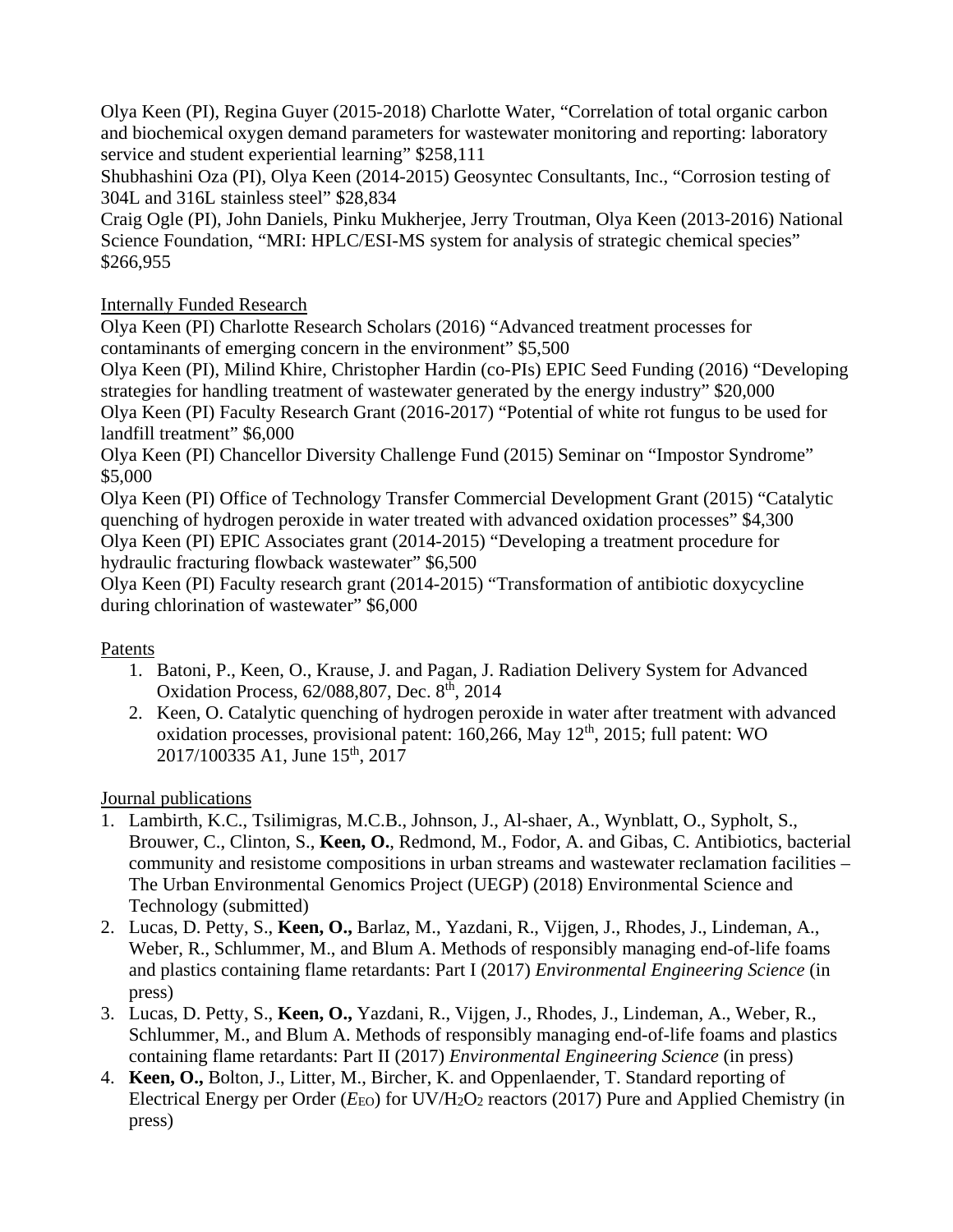Olya Keen (PI), Regina Guyer (2015-2018) Charlotte Water, "Correlation of total organic carbon and biochemical oxygen demand parameters for wastewater monitoring and reporting: laboratory service and student experiential learning" $258,111

Shubhashini Oza (PI), Olya Keen (2014-2015) Geosyntec Consultants, Inc., "Corrosion testing of 304L and 316L stainless steel" $28,834

Craig Ogle (PI), John Daniels, Pinku Mukherjee, Jerry Troutman, Olya Keen (2013-2016) National Science Foundation, "MRI: HPLC/ESI-MS system for analysis of strategic chemical species" $266,955

Internally Funded Research

Olya Keen (PI) Charlotte Research Scholars (2016) "Advanced treatment processes for contaminants of emerging concern in the environment" $5,500

Olya Keen (PI), Milind Khire, Christopher Hardin (co-PIs) EPIC Seed Funding (2016) "Developing strategies for handling treatment of wastewater generated by the energy industry" $20,000

Olya Keen (PI) Faculty Research Grant (2016-2017) "Potential of white rot fungus to be used for landfill treatment" $6,000

Olya Keen (PI) Chancellor Diversity Challenge Fund (2015) Seminar on "Impostor Syndrome" $5,000

Olya Keen (PI) Office of Technology Transfer Commercial Development Grant (2015) "Catalytic quenching of hydrogen peroxide in water treated with advanced oxidation processes" $4,300

Olya Keen (PI) EPIC Associates grant (2014-2015) "Developing a treatment procedure for hydraulic fracturing flowback wastewater" $6,500

Olya Keen (PI) Faculty research grant (2014-2015) "Transformation of antibiotic doxycycline during chlorination of wastewater" $6,000

Patents

1. Batoni, P., Keen, O., Krause, J. and Pagan, J. Radiation Delivery System for Advanced Oxidation Process, 62/088,807, Dec. 8th, 2014
2. Keen, O. Catalytic quenching of hydrogen peroxide in water after treatment with advanced oxidation processes, provisional patent: 160,266, May 12th, 2015; full patent: WO 2017/100335 A1, June 15th, 2017

Journal publications

1. Lambirth, K.C., Tsilimigras, M.C.B., Johnson, J., Al-shaer, A., Wynblatt, O., Sypholt, S., Brouwer, C., Clinton, S., **Keen, O.**, Redmond, M., Fodor, A. and Gibas, C. Antibiotics, bacterial community and resistome compositions in urban streams and wastewater reclamation facilities – The Urban Environmental Genomics Project (UEGP) (2018) Environmental Science and Technology (submitted)
2. Lucas, D. Petty, S., **Keen, O.,** Barlaz, M., Yazdani, R., Vijgen, J., Rhodes, J., Lindeman, A., Weber, R., Schlummer, M., and Blum A. Methods of responsibly managing end-of-life foams and plastics containing flame retardants: Part I (2017) *Environmental Engineering Science* (in press)
3. Lucas, D. Petty, S., **Keen, O.,** Yazdani, R., Vijgen, J., Rhodes, J., Lindeman, A., Weber, R., Schlummer, M., and Blum A. Methods of responsibly managing end-of-life foams and plastics containing flame retardants: Part II (2017) *Environmental Engineering Science* (in press)
4. **Keen, O.,** Bolton, J., Litter, M., Bircher, K. and Oppenlaender, T. Standard reporting of Electrical Energy per Order ($E_{EO}$) for $UV/H_2O_2$ reactors (2017) Pure and Applied Chemistry (in press)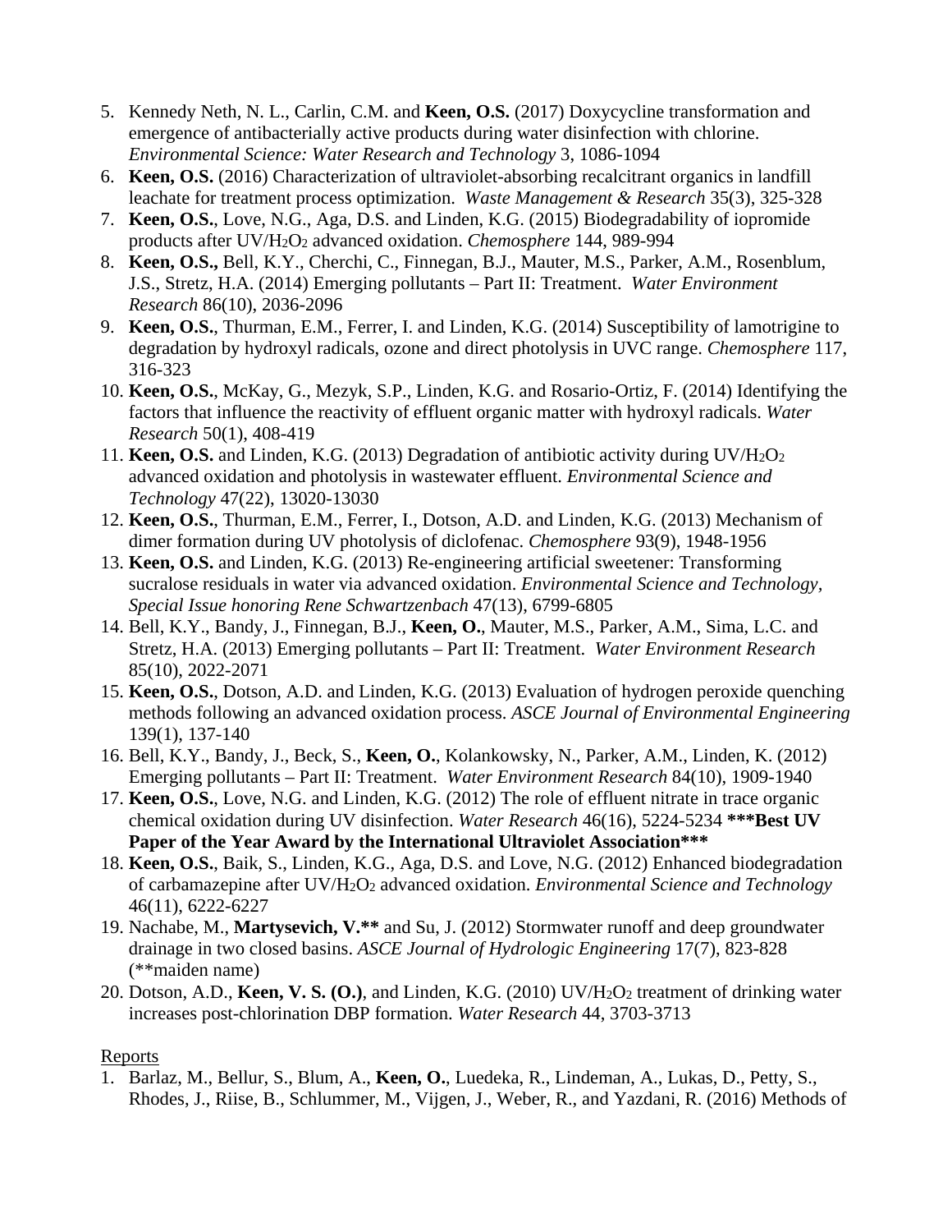5. Kennedy Neth, N. L., Carlin, C.M. and **Keen, O.S.** (2017) Doxycycline transformation and emergence of antibacterially active products during water disinfection with chlorine. *Environmental Science: Water Research and Technology* 3, 1086-1094
6. **Keen, O.S.** (2016) Characterization of ultraviolet-absorbing recalcitrant organics in landfill leachate for treatment process optimization. *Waste Management & Research* 35(3), 325-328
7. **Keen, O.S.**, Love, N.G., Aga, D.S. and Linden, K.G. (2015) Biodegradability of iopromide products after UV/$H_2O_2$ advanced oxidation. *Chemosphere* 144, 989-994
8. **Keen, O.S.,** Bell, K.Y., Cherchi, C., Finnegan, B.J., Mauter, M.S., Parker, A.M., Rosenblum, J.S., Stretz, H.A. (2014) Emerging pollutants – Part II: Treatment. *Water Environment Research* 86(10), 2036-2096
9. **Keen, O.S.**, Thurman, E.M., Ferrer, I. and Linden, K.G. (2014) Susceptibility of lamotrigine to degradation by hydroxyl radicals, ozone and direct photolysis in UVC range. *Chemosphere* 117, 316-323
10. **Keen, O.S.**, McKay, G., Mezyk, S.P., Linden, K.G. and Rosario-Ortiz, F. (2014) Identifying the factors that influence the reactivity of effluent organic matter with hydroxyl radicals. *Water Research* 50(1), 408-419
11. **Keen, O.S.** and Linden, K.G. (2013) Degradation of antibiotic activity during UV/$H_2O_2$ advanced oxidation and photolysis in wastewater effluent. *Environmental Science and Technology* 47(22), 13020-13030
12. **Keen, O.S.**, Thurman, E.M., Ferrer, I., Dotson, A.D. and Linden, K.G. (2013) Mechanism of dimer formation during UV photolysis of diclofenac. *Chemosphere* 93(9), 1948-1956
13. **Keen, O.S.** and Linden, K.G. (2013) Re-engineering artificial sweetener: Transforming sucralose residuals in water via advanced oxidation. *Environmental Science and Technology, Special Issue honoring Rene Schwartzenbach* 47(13), 6799-6805
14. Bell, K.Y., Bandy, J., Finnegan, B.J., **Keen, O.**, Mauter, M.S., Parker, A.M., Sima, L.C. and Stretz, H.A. (2013) Emerging pollutants – Part II: Treatment. *Water Environment Research* 85(10), 2022-2071
15. **Keen, O.S.**, Dotson, A.D. and Linden, K.G. (2013) Evaluation of hydrogen peroxide quenching methods following an advanced oxidation process. *ASCE Journal of Environmental Engineering* 139(1), 137-140
16. Bell, K.Y., Bandy, J., Beck, S., **Keen, O.**, Kolankowsky, N., Parker, A.M., Linden, K. (2012) Emerging pollutants – Part II: Treatment. *Water Environment Research* 84(10), 1909-1940
17. **Keen, O.S.**, Love, N.G. and Linden, K.G. (2012) The role of effluent nitrate in trace organic chemical oxidation during UV disinfection. *Water Research* 46(16), 5224-5234 **\*\*\*Best UV Paper of the Year Award by the International Ultraviolet Association\*\*\***
18. **Keen, O.S.**, Baik, S., Linden, K.G., Aga, D.S. and Love, N.G. (2012) Enhanced biodegradation of carbamazepine after UV/$H_2O_2$ advanced oxidation. *Environmental Science and Technology* 46(11), 6222-6227
19. Nachabe, M., **Martysevich, V.\*\*** and Su, J. (2012) Stormwater runoff and deep groundwater drainage in two closed basins. *ASCE Journal of Hydrologic Engineering* 17(7), 823-828 (\*\*maiden name)
20. Dotson, A.D., **Keen, V. S. (O.)**, and Linden, K.G. (2010) UV/$H_2O_2$ treatment of drinking water increases post-chlorination DBP formation. *Water Research* 44, 3703-3713

<u>Reports</u>

1. Barlaz, M., Bellur, S., Blum, A., **Keen, O.**, Luedeka, R., Lindeman, A., Lukas, D., Petty, S., Rhodes, J., Riise, B., Schlummer, M., Vijgen, J., Weber, R., and Yazdani, R. (2016) Methods of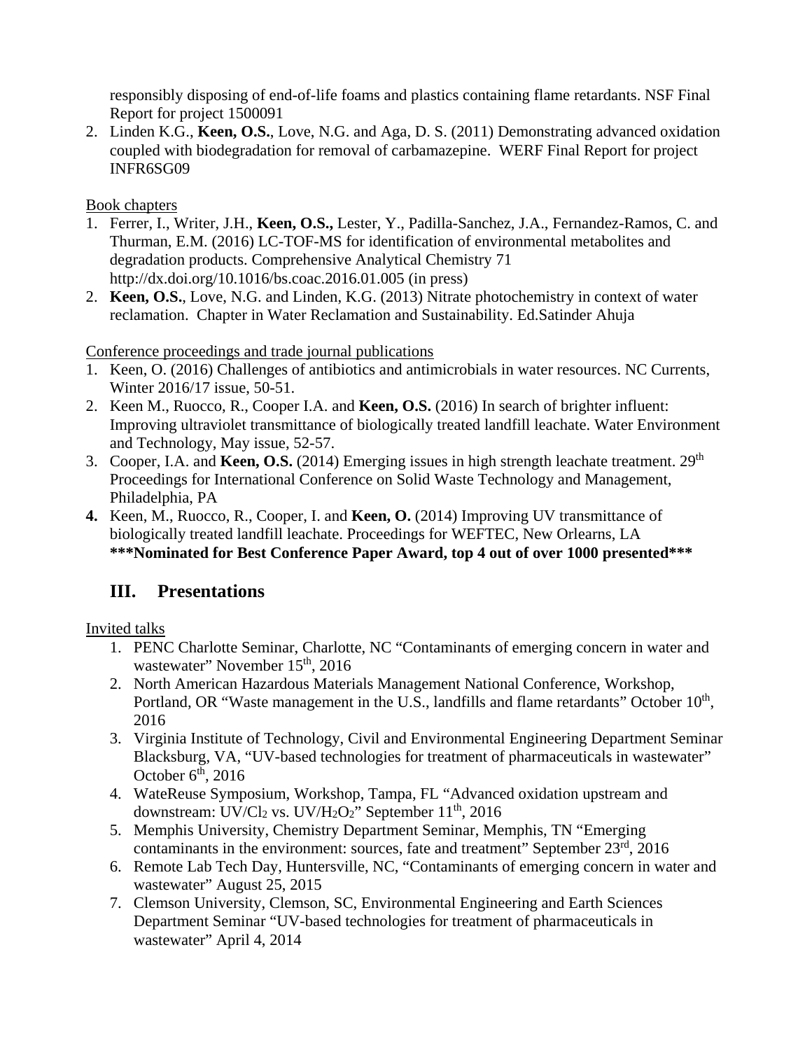responsibly disposing of end-of-life foams and plastics containing flame retardants. NSF Final Report for project 1500091

2. Linden K.G., **Keen, O.S.**, Love, N.G. and Aga, D. S. (2011) Demonstrating advanced oxidation coupled with biodegradation for removal of carbamazepine. WERF Final Report for project INFR6SG09

Book chapters

1. Ferrer, I., Writer, J.H., **Keen, O.S.,** Lester, Y., Padilla-Sanchez, J.A., Fernandez-Ramos, C. and Thurman, E.M. (2016) LC-TOF-MS for identification of environmental metabolites and degradation products. Comprehensive Analytical Chemistry 71 http://dx.doi.org/10.1016/bs.coac.2016.01.005 (in press)
2. **Keen, O.S.**, Love, N.G. and Linden, K.G. (2013) Nitrate photochemistry in context of water reclamation. Chapter in Water Reclamation and Sustainability. Ed.Satinder Ahuja

Conference proceedings and trade journal publications

1. Keen, O. (2016) Challenges of antibiotics and antimicrobials in water resources. NC Currents, Winter 2016/17 issue, 50-51.
2. Keen M., Ruocco, R., Cooper I.A. and **Keen, O.S.** (2016) In search of brighter influent: Improving ultraviolet transmittance of biologically treated landfill leachate. Water Environment and Technology, May issue, 52-57.
3. Cooper, I.A. and **Keen, O.S.** (2014) Emerging issues in high strength leachate treatment. 29th Proceedings for International Conference on Solid Waste Technology and Management, Philadelphia, PA
4. Keen, M., Ruocco, R., Cooper, I. and **Keen, O.** (2014) Improving UV transmittance of biologically treated landfill leachate. Proceedings for WEFTEC, New Orlearns, LA **\*\*\*Nominated for Best Conference Paper Award, top 4 out of over 1000 presented\*\*\***

## III. Presentations

Invited talks

1. PENC Charlotte Seminar, Charlotte, NC "Contaminants of emerging concern in water and wastewater" November 15th, 2016
2. North American Hazardous Materials Management National Conference, Workshop, Portland, OR "Waste management in the U.S., landfills and flame retardants" October 10th, 2016
3. Virginia Institute of Technology, Civil and Environmental Engineering Department Seminar Blacksburg, VA, "UV-based technologies for treatment of pharmaceuticals in wastewater" October 6th, 2016
4. WateReuse Symposium, Workshop, Tampa, FL "Advanced oxidation upstream and downstream: UV/$Cl_2$ vs. UV/$H_2O_2$" September 11th, 2016
5. Memphis University, Chemistry Department Seminar, Memphis, TN "Emerging contaminants in the environment: sources, fate and treatment" September 23rd, 2016
6. Remote Lab Tech Day, Huntersville, NC, "Contaminants of emerging concern in water and wastewater" August 25, 2015
7. Clemson University, Clemson, SC, Environmental Engineering and Earth Sciences Department Seminar "UV-based technologies for treatment of pharmaceuticals in wastewater" April 4, 2014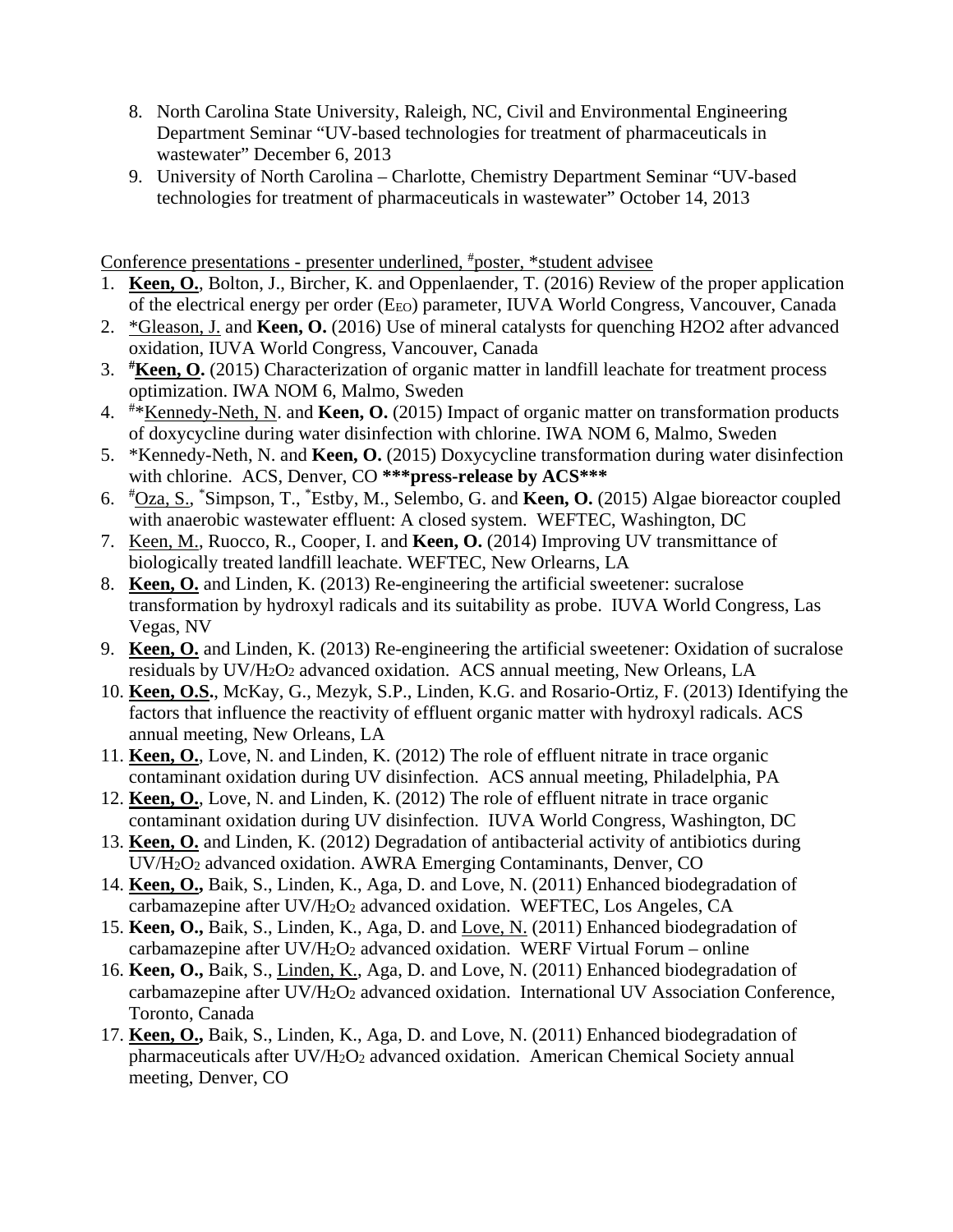8. North Carolina State University, Raleigh, NC, Civil and Environmental Engineering Department Seminar "UV-based technologies for treatment of pharmaceuticals in wastewater" December 6, 2013
9. University of North Carolina – Charlotte, Chemistry Department Seminar "UV-based technologies for treatment of pharmaceuticals in wastewater" October 14, 2013

<u>Conference presentations - presenter underlined, #poster, *student advisee</u>

1. <u>**Keen, O.**</u>, Bolton, J., Bircher, K. and Oppenlaender, T. (2016) Review of the proper application of the electrical energy per order ($E_{EO}$) parameter, IUVA World Congress, Vancouver, Canada
2. <u>*Gleason, J.</u> and **Keen, O.** (2016) Use of mineral catalysts for quenching H2O2 after advanced oxidation, IUVA World Congress, Vancouver, Canada
3. #<u>**Keen, O.**</u> (2015) Characterization of organic matter in landfill leachate for treatment process optimization. IWA NOM 6, Malmo, Sweden
4. #*<u>Kennedy-Neth, N</u>. and **Keen, O.** (2015) Impact of organic matter on transformation products of doxycycline during water disinfection with chlorine. IWA NOM 6, Malmo, Sweden
5. *Kennedy-Neth, N. and **Keen, O.** (2015) Doxycycline transformation during water disinfection with chlorine. ACS, Denver, CO **\*\*\*press-release by ACS\*\*\***
6. #<u>Oza, S.</u>, *Simpson, T., *Estby, M., Selembo, G. and **Keen, O.** (2015) Algae bioreactor coupled with anaerobic wastewater effluent: A closed system. WEFTEC, Washington, DC
7. <u>Keen, M.</u>, Ruocco, R., Cooper, I. and **Keen, O.** (2014) Improving UV transmittance of biologically treated landfill leachate. WEFTEC, New Orlearns, LA
8. <u>**Keen, O.**</u> and Linden, K. (2013) Re-engineering the artificial sweetener: sucralose transformation by hydroxyl radicals and its suitability as probe. IUVA World Congress, Las Vegas, NV
9. <u>**Keen, O.**</u> and Linden, K. (2013) Re-engineering the artificial sweetener: Oxidation of sucralose residuals by UV/$H_2O_2$ advanced oxidation. ACS annual meeting, New Orleans, LA
10. <u>**Keen, O.S.**</u>, McKay, G., Mezyk, S.P., Linden, K.G. and Rosario-Ortiz, F. (2013) Identifying the factors that influence the reactivity of effluent organic matter with hydroxyl radicals. ACS annual meeting, New Orleans, LA
11. <u>**Keen, O.**</u>, Love, N. and Linden, K. (2012) The role of effluent nitrate in trace organic contaminant oxidation during UV disinfection. ACS annual meeting, Philadelphia, PA
12. <u>**Keen, O.**</u>, Love, N. and Linden, K. (2012) The role of effluent nitrate in trace organic contaminant oxidation during UV disinfection. IUVA World Congress, Washington, DC
13. <u>**Keen, O.**</u> and Linden, K. (2012) Degradation of antibacterial activity of antibiotics during UV/$H_2O_2$ advanced oxidation. AWRA Emerging Contaminants, Denver, CO
14. <u>**Keen, O.,**</u> Baik, S., Linden, K., Aga, D. and Love, N. (2011) Enhanced biodegradation of carbamazepine after UV/$H_2O_2$ advanced oxidation. WEFTEC, Los Angeles, CA
15. **Keen, O.,** Baik, S., Linden, K., Aga, D. and <u>Love, N.</u> (2011) Enhanced biodegradation of carbamazepine after UV/$H_2O_2$ advanced oxidation. WERF Virtual Forum – online
16. **Keen, O.,** Baik, S., <u>Linden, K.</u>, Aga, D. and Love, N. (2011) Enhanced biodegradation of carbamazepine after UV/$H_2O_2$ advanced oxidation. International UV Association Conference, Toronto, Canada
17. <u>**Keen, O.,**</u> Baik, S., Linden, K., Aga, D. and Love, N. (2011) Enhanced biodegradation of pharmaceuticals after UV/$H_2O_2$ advanced oxidation. American Chemical Society annual meeting, Denver, CO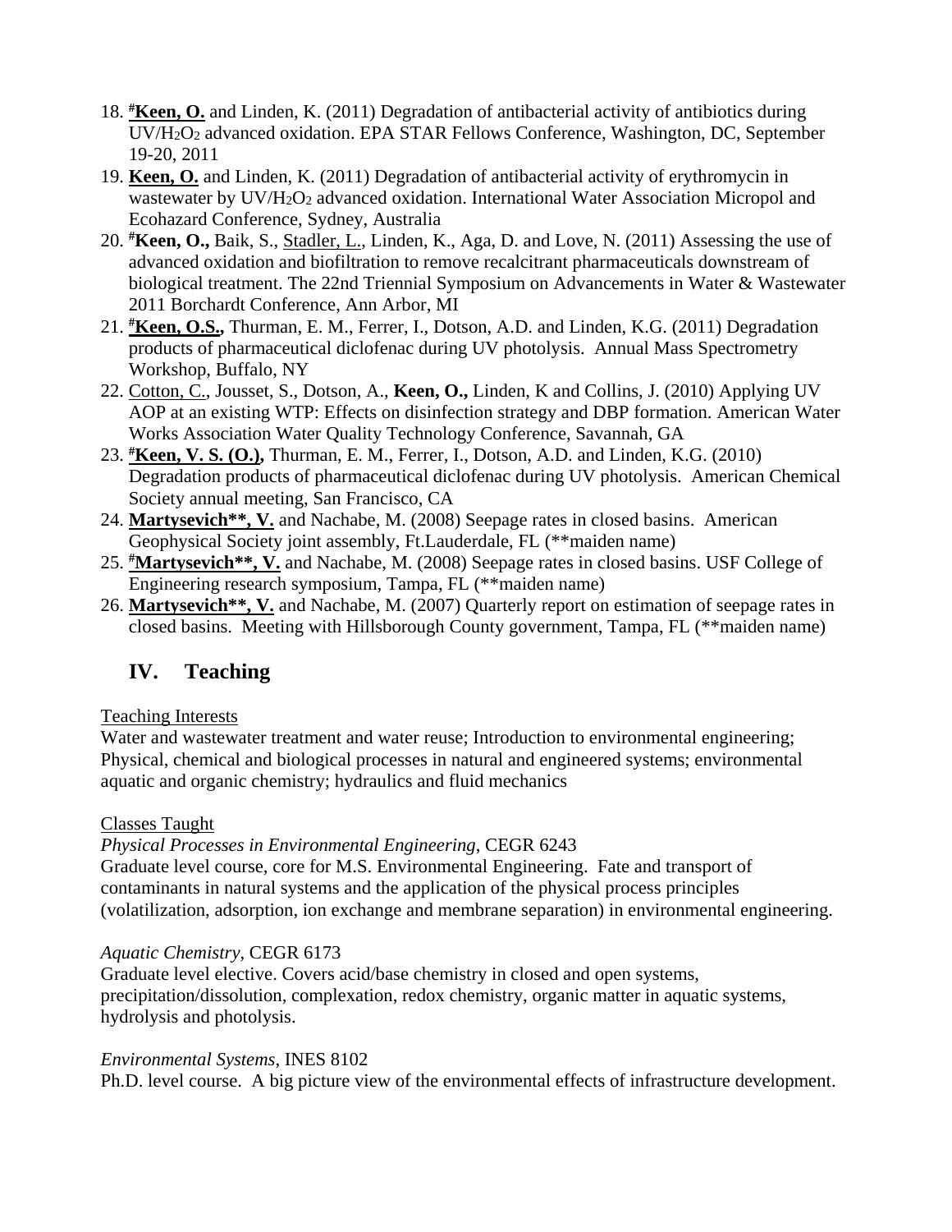18. [#]**<u>Keen, O.</u>** and Linden, K. (2011) Degradation of antibacterial activity of antibiotics during UV/$H_2O_2$ advanced oxidation. EPA STAR Fellows Conference, Washington, DC, September 19-20, 2011
19. **<u>Keen, O.</u>** and Linden, K. (2011) Degradation of antibacterial activity of erythromycin in wastewater by UV/$H_2O_2$ advanced oxidation. International Water Association Micropol and Ecohazard Conference, Sydney, Australia
20. [#]**Keen, O.,** Baik, S., <u>Stadler, L.</u>, Linden, K., Aga, D. and Love, N. (2011) Assessing the use of advanced oxidation and biofiltration to remove recalcitrant pharmaceuticals downstream of biological treatment. The 22nd Triennial Symposium on Advancements in Water & Wastewater 2011 Borchardt Conference, Ann Arbor, MI
21. [#]**<u>Keen, O.S.,</u>** Thurman, E. M., Ferrer, I., Dotson, A.D. and Linden, K.G. (2011) Degradation products of pharmaceutical diclofenac during UV photolysis. Annual Mass Spectrometry Workshop, Buffalo, NY
22. <u>Cotton, C.</u>, Jousset, S., Dotson, A., **Keen, O.,** Linden, K and Collins, J. (2010) Applying UV AOP at an existing WTP: Effects on disinfection strategy and DBP formation. American Water Works Association Water Quality Technology Conference, Savannah, GA
23. [#]**<u>Keen, V. S. (O.),</u>** Thurman, E. M., Ferrer, I., Dotson, A.D. and Linden, K.G. (2010) Degradation products of pharmaceutical diclofenac during UV photolysis. American Chemical Society annual meeting, San Francisco, CA
24. **<u>Martysevich**, V.</u>** and Nachabe, M. (2008) Seepage rates in closed basins. American Geophysical Society joint assembly, Ft.Lauderdale, FL (**maiden name)
25. [#]**<u>Martysevich**, V.</u>** and Nachabe, M. (2008) Seepage rates in closed basins. USF College of Engineering research symposium, Tampa, FL (**maiden name)
26. **<u>Martysevich**, V.</u>** and Nachabe, M. (2007) Quarterly report on estimation of seepage rates in closed basins. Meeting with Hillsborough County government, Tampa, FL (**maiden name)

## IV. Teaching

<u>Teaching Interests</u>

Water and wastewater treatment and water reuse; Introduction to environmental engineering; Physical, chemical and biological processes in natural and engineered systems; environmental aquatic and organic chemistry; hydraulics and fluid mechanics

<u>Classes Taught</u>

*Physical Processes in Environmental Engineering*, CEGR 6243
Graduate level course, core for M.S. Environmental Engineering. Fate and transport of contaminants in natural systems and the application of the physical process principles (volatilization, adsorption, ion exchange and membrane separation) in environmental engineering.

*Aquatic Chemistry*, CEGR 6173
Graduate level elective. Covers acid/base chemistry in closed and open systems, precipitation/dissolution, complexation, redox chemistry, organic matter in aquatic systems, hydrolysis and photolysis.

*Environmental Systems*, INES 8102
Ph.D. level course. A big picture view of the environmental effects of infrastructure development.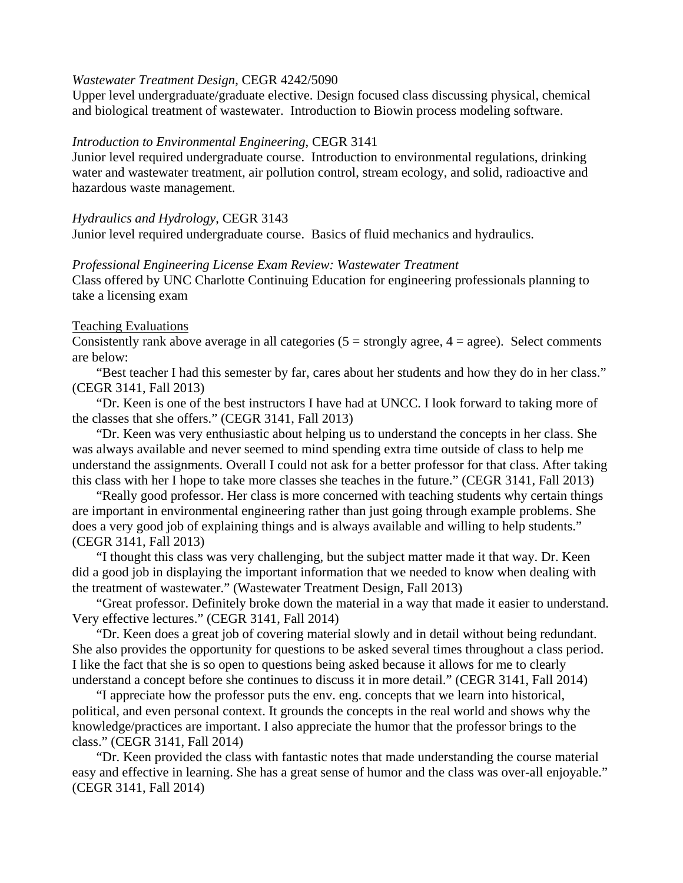*Wastewater Treatment Design*, CEGR 4242/5090
Upper level undergraduate/graduate elective. Design focused class discussing physical, chemical and biological treatment of wastewater. Introduction to Biowin process modeling software.

*Introduction to Environmental Engineering*, CEGR 3141
Junior level required undergraduate course. Introduction to environmental regulations, drinking water and wastewater treatment, air pollution control, stream ecology, and solid, radioactive and hazardous waste management.

*Hydraulics and Hydrology*, CEGR 3143
Junior level required undergraduate course. Basics of fluid mechanics and hydraulics.

*Professional Engineering License Exam Review: Wastewater Treatment*
Class offered by UNC Charlotte Continuing Education for engineering professionals planning to take a licensing exam

<u>Teaching Evaluations</u>
Consistently rank above average in all categories (5 = strongly agree, 4 = agree). Select comments are below:

"Best teacher I had this semester by far, cares about her students and how they do in her class." (CEGR 3141, Fall 2013)

"Dr. Keen is one of the best instructors I have had at UNCC. I look forward to taking more of the classes that she offers." (CEGR 3141, Fall 2013)

"Dr. Keen was very enthusiastic about helping us to understand the concepts in her class. She was always available and never seemed to mind spending extra time outside of class to help me understand the assignments. Overall I could not ask for a better professor for that class. After taking this class with her I hope to take more classes she teaches in the future." (CEGR 3141, Fall 2013)

"Really good professor. Her class is more concerned with teaching students why certain things are important in environmental engineering rather than just going through example problems. She does a very good job of explaining things and is always available and willing to help students." (CEGR 3141, Fall 2013)

"I thought this class was very challenging, but the subject matter made it that way. Dr. Keen did a good job in displaying the important information that we needed to know when dealing with the treatment of wastewater." (Wastewater Treatment Design, Fall 2013)

"Great professor. Definitely broke down the material in a way that made it easier to understand. Very effective lectures." (CEGR 3141, Fall 2014)

"Dr. Keen does a great job of covering material slowly and in detail without being redundant. She also provides the opportunity for questions to be asked several times throughout a class period. I like the fact that she is so open to questions being asked because it allows for me to clearly understand a concept before she continues to discuss it in more detail." (CEGR 3141, Fall 2014)

"I appreciate how the professor puts the env. eng. concepts that we learn into historical, political, and even personal context. It grounds the concepts in the real world and shows why the knowledge/practices are important. I also appreciate the humor that the professor brings to the class." (CEGR 3141, Fall 2014)

"Dr. Keen provided the class with fantastic notes that made understanding the course material easy and effective in learning. She has a great sense of humor and the class was over-all enjoyable." (CEGR 3141, Fall 2014)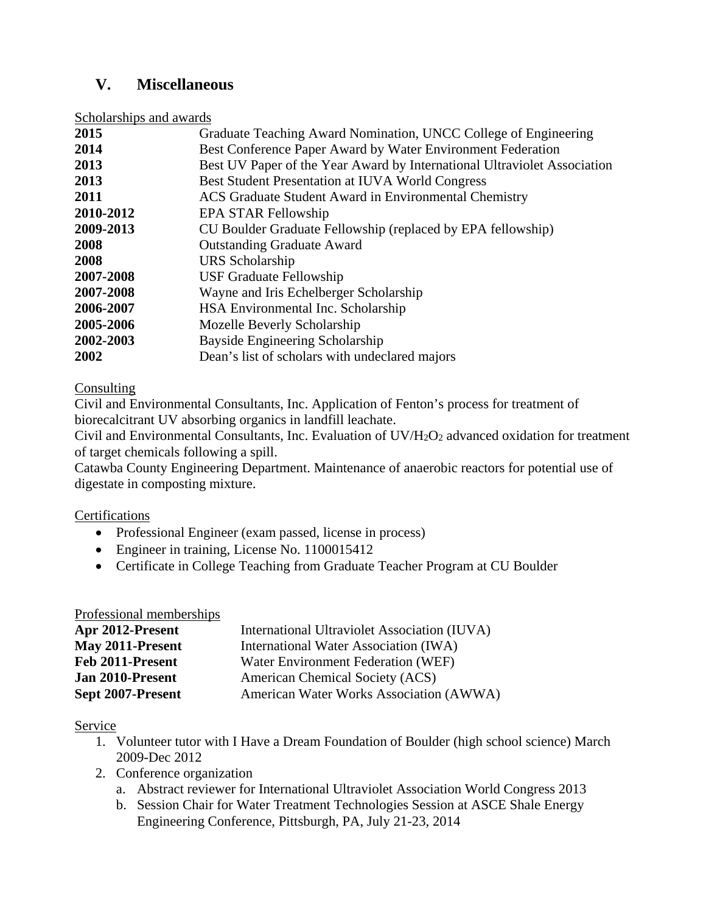## V. Miscellaneous

Scholarships and awards

| | |
|---|---|
| **2015** | Graduate Teaching Award Nomination, UNCC College of Engineering |
| **2014** | Best Conference Paper Award by Water Environment Federation |
| **2013** | Best UV Paper of the Year Award by International Ultraviolet Association |
| **2013** | Best Student Presentation at IUVA World Congress |
| **2011** | ACS Graduate Student Award in Environmental Chemistry |
| **2010-2012** | EPA STAR Fellowship |
| **2009-2013** | CU Boulder Graduate Fellowship (replaced by EPA fellowship) |
| **2008** | Outstanding Graduate Award |
| **2008** | URS Scholarship |
| **2007-2008** | USF Graduate Fellowship |
| **2007-2008** | Wayne and Iris Echelberger Scholarship |
| **2006-2007** | HSA Environmental Inc. Scholarship |
| **2005-2006** | Mozelle Beverly Scholarship |
| **2002-2003** | Bayside Engineering Scholarship |
| **2002** | Dean's list of scholars with undeclared majors |

Consulting

Civil and Environmental Consultants, Inc. Application of Fenton's process for treatment of biorecalcitrant UV absorbing organics in landfill leachate.
Civil and Environmental Consultants, Inc. Evaluation of $UV/H_2O_2$ advanced oxidation for treatment of target chemicals following a spill.
Catawba County Engineering Department. Maintenance of anaerobic reactors for potential use of digestate in composting mixture.

Certifications

- Professional Engineer (exam passed, license in process)
- Engineer in training, License No. 1100015412
- Certificate in College Teaching from Graduate Teacher Program at CU Boulder

Professional memberships

| | |
|---|---|
| **Apr 2012-Present** | International Ultraviolet Association (IUVA) |
| **May 2011-Present** | International Water Association (IWA) |
| **Feb 2011-Present** | Water Environment Federation (WEF) |
| **Jan 2010-Present** | American Chemical Society (ACS) |
| **Sept 2007-Present** | American Water Works Association (AWWA) |

Service

1. Volunteer tutor with I Have a Dream Foundation of Boulder (high school science) March 2009-Dec 2012
2. Conference organization
   a. Abstract reviewer for International Ultraviolet Association World Congress 2013
   b. Session Chair for Water Treatment Technologies Session at ASCE Shale Energy Engineering Conference, Pittsburgh, PA, July 21-23, 2014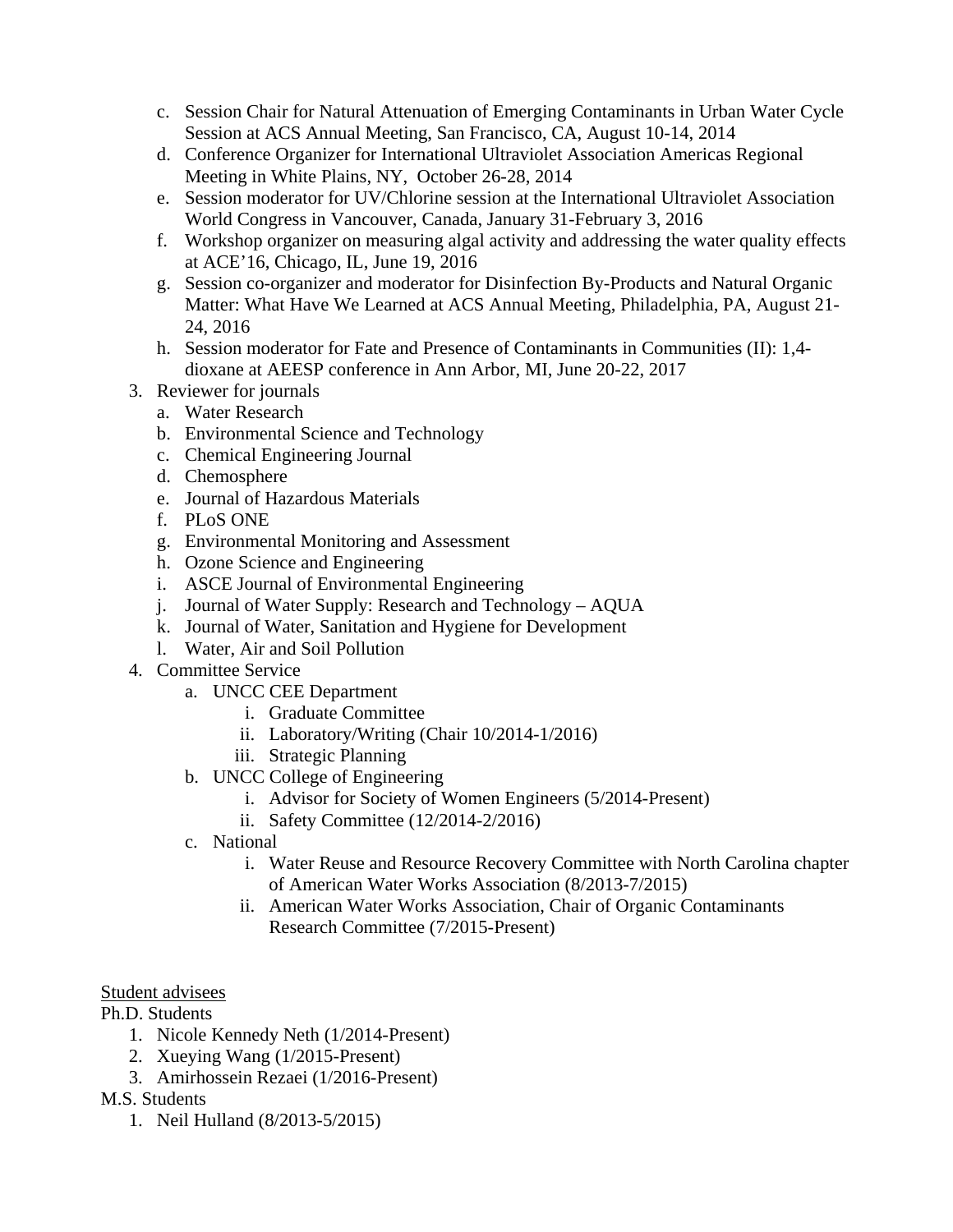c. Session Chair for Natural Attenuation of Emerging Contaminants in Urban Water Cycle Session at ACS Annual Meeting, San Francisco, CA, August 10-14, 2014
   d. Conference Organizer for International Ultraviolet Association Americas Regional Meeting in White Plains, NY, October 26-28, 2014
   e. Session moderator for UV/Chlorine session at the International Ultraviolet Association World Congress in Vancouver, Canada, January 31-February 3, 2016
   f. Workshop organizer on measuring algal activity and addressing the water quality effects at ACE'16, Chicago, IL, June 19, 2016
   g. Session co-organizer and moderator for Disinfection By-Products and Natural Organic Matter: What Have We Learned at ACS Annual Meeting, Philadelphia, PA, August 21-24, 2016
   h. Session moderator for Fate and Presence of Contaminants in Communities (II): 1,4-dioxane at AEESP conference in Ann Arbor, MI, June 20-22, 2017

3. Reviewer for journals
   a. Water Research
   b. Environmental Science and Technology
   c. Chemical Engineering Journal
   d. Chemosphere
   e. Journal of Hazardous Materials
   f. PLoS ONE
   g. Environmental Monitoring and Assessment
   h. Ozone Science and Engineering
   i. ASCE Journal of Environmental Engineering
   j. Journal of Water Supply: Research and Technology – AQUA
   k. Journal of Water, Sanitation and Hygiene for Development
   l. Water, Air and Soil Pollution

4. Committee Service
   a. UNCC CEE Department
      i. Graduate Committee
      ii. Laboratory/Writing (Chair 10/2014-1/2016)
      iii. Strategic Planning
   b. UNCC College of Engineering
      i. Advisor for Society of Women Engineers (5/2014-Present)
      ii. Safety Committee (12/2014-2/2016)
   c. National
      i. Water Reuse and Resource Recovery Committee with North Carolina chapter of American Water Works Association (8/2013-7/2015)
      ii. American Water Works Association, Chair of Organic Contaminants Research Committee (7/2015-Present)

<u>Student advisees</u>

Ph.D. Students

1. Nicole Kennedy Neth (1/2014-Present)
2. Xueying Wang (1/2015-Present)
3. Amirhossein Rezaei (1/2016-Present)

M.S. Students

1. Neil Hulland (8/2013-5/2015)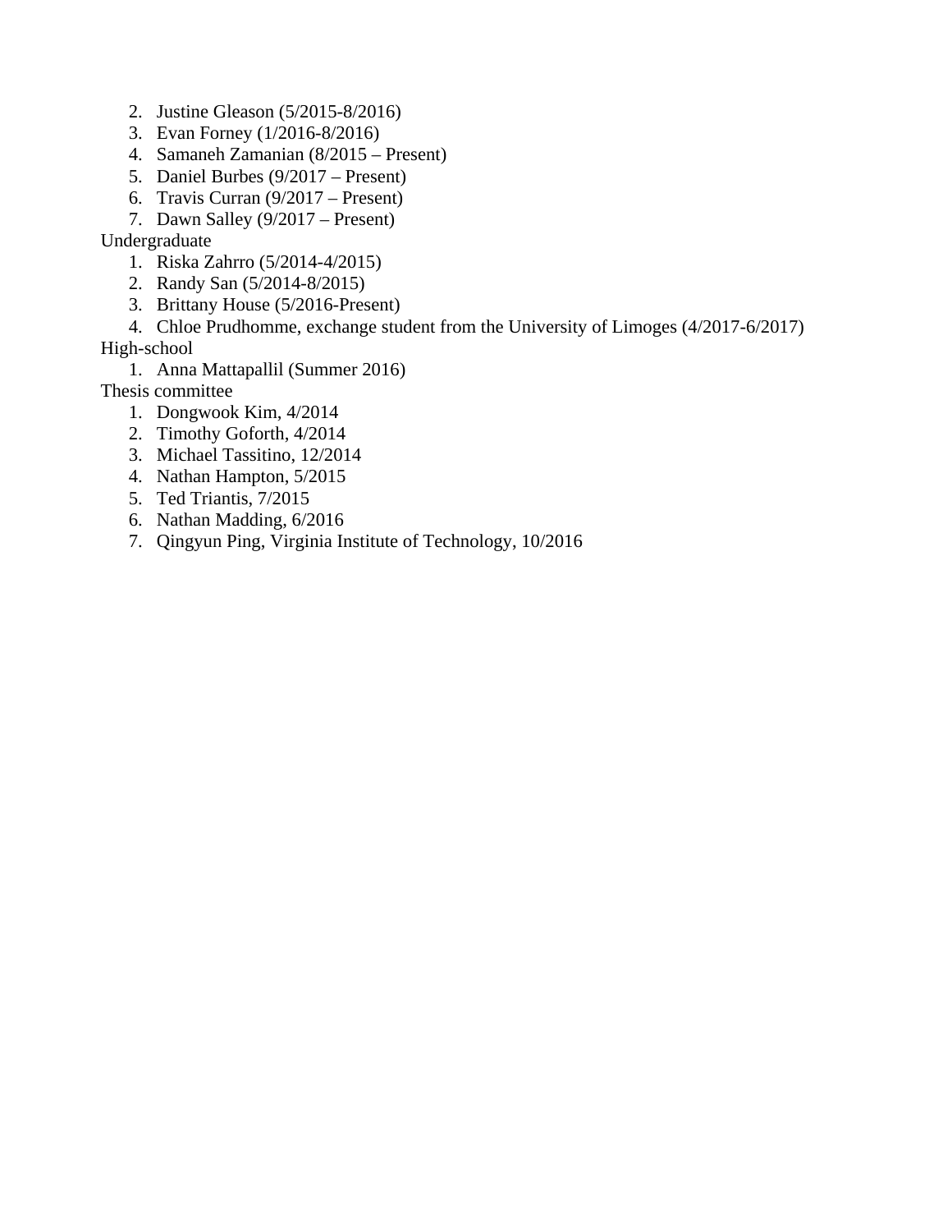2. Justine Gleason (5/2015-8/2016)
3. Evan Forney (1/2016-8/2016)
4. Samaneh Zamanian (8/2015 – Present)
5. Daniel Burbes (9/2017 – Present)
6. Travis Curran (9/2017 – Present)
7. Dawn Salley (9/2017 – Present)

Undergraduate

1. Riska Zahrro (5/2014-4/2015)
2. Randy San (5/2014-8/2015)
3. Brittany House (5/2016-Present)
4. Chloe Prudhomme, exchange student from the University of Limoges (4/2017-6/2017)

High-school

1. Anna Mattapallil (Summer 2016)

Thesis committee

1. Dongwook Kim, 4/2014
2. Timothy Goforth, 4/2014
3. Michael Tassitino, 12/2014
4. Nathan Hampton, 5/2015
5. Ted Triantis, 7/2015
6. Nathan Madding, 6/2016
7. Qingyun Ping, Virginia Institute of Technology, 10/2016